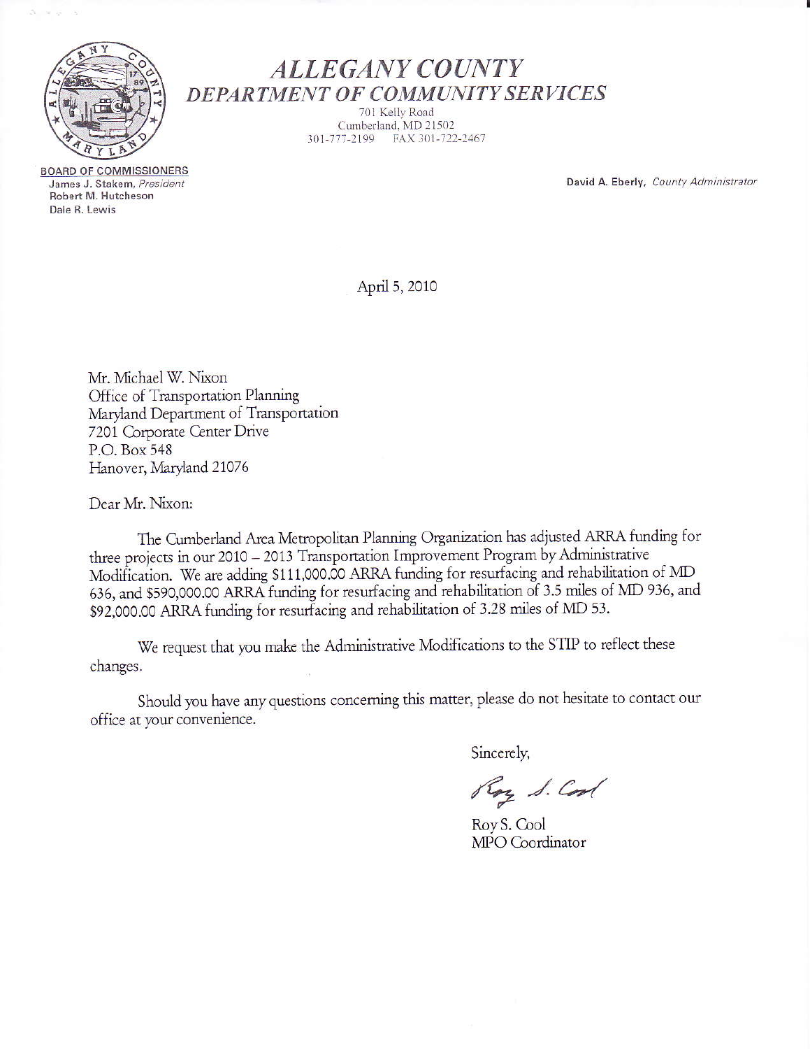# ALLEGANY COUNTY
## DEPARTMENT OF COMMUNITY SERVICES

701 Kelly Road
Cumberland, MD 21502
301-777-2199 FAX 301-722-2467

**BOARD OF COMMISSIONERS**
James J. Stakem, *President*
Robert M. Hutcheson
Dale R. Lewis

David A. Eberly, *County Administrator*

April 5, 2010

Mr. Michael W. Nixon
Office of Transportation Planning
Maryland Department of Transportation
7201 Corporate Center Drive
P.O. Box 548
Hanover, Maryland 21076

Dear Mr. Nixon:

The Cumberland Area Metropolitan Planning Organization has adjusted ARRA funding for three projects in our 2010 – 2013 Transportation Improvement Program by Administrative Modification. We are adding $111,000.00 ARRA funding for resurfacing and rehabilitation of MD 636, and $590,000.00 ARRA funding for resurfacing and rehabilitation of 3.5 miles of MD 936, and $92,000.00 ARRA funding for resurfacing and rehabilitation of 3.28 miles of MD 53.

We request that you make the Administrative Modifications to the STIP to reflect these changes.

Should you have any questions concerning this matter, please do not hesitate to contact our office at your convenience.

Sincerely,

Roy S. Cool

Roy S. Cool
MPO Coordinator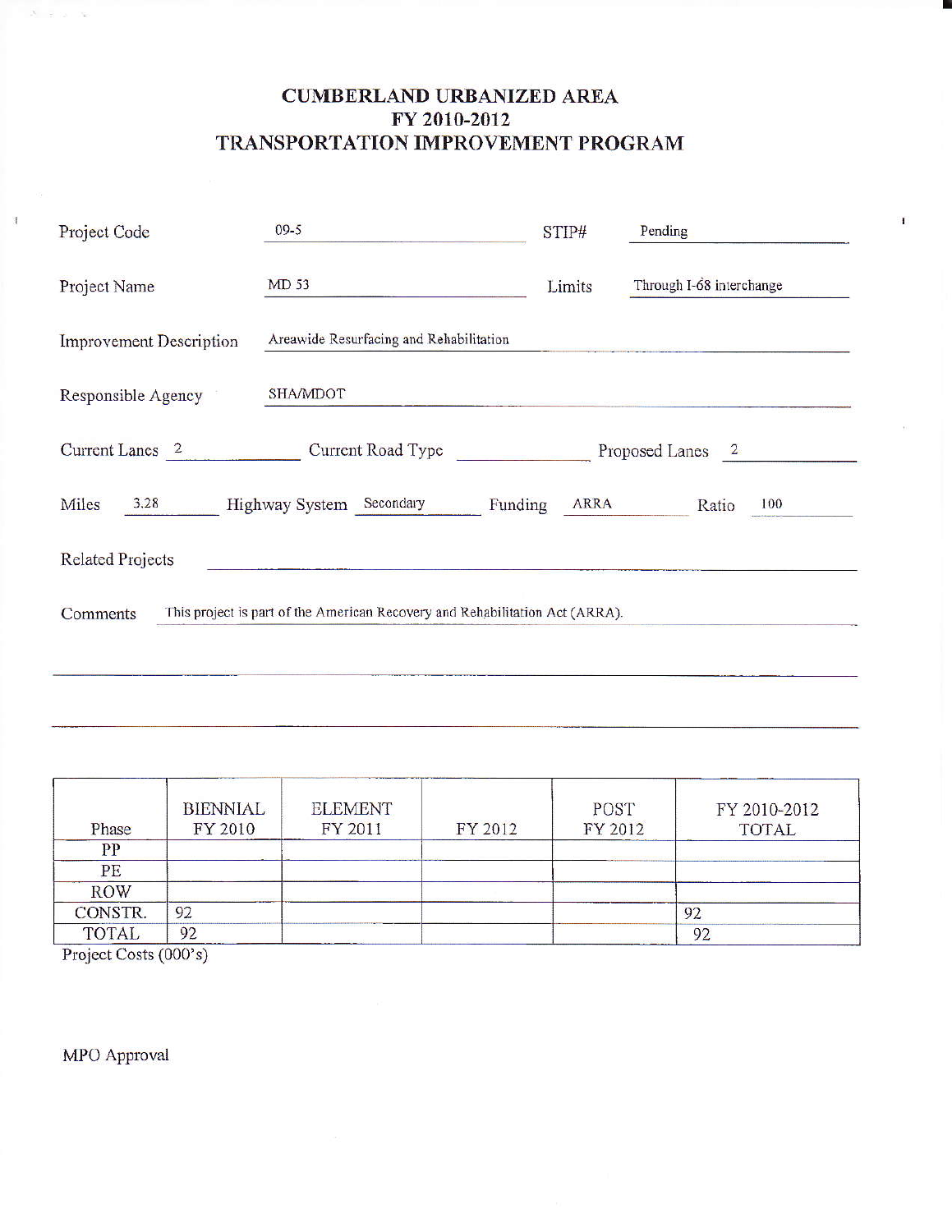# CUMBERLAND URBANIZED AREA
## FY 2010-2012
## TRANSPORTATION IMPROVEMENT PROGRAM

Project Code: 09-5

STIP#: Pending

Project Name: MD 53

Limits: Through I-68 interchange

Improvement Description: Areawide Resurfacing and Rehabilitation

Responsible Agency: SHA/MDOT

Current Lanes: 2

Current Road Type:

Proposed Lanes: 2

Miles: 3.28

Highway System: Secondary

Funding: ARRA

Ratio: 100

Related Projects:

Comments: This project is part of the American Recovery and Rehabilitation Act (ARRA).

| Phase | BIENNIAL FY 2010 | ELEMENT FY 2011 | FY 2012 | POST FY 2012 | FY 2010-2012 TOTAL |
|---|---|---|---|---|---|
| PP | | | | | |
| PE | | | | | |
| ROW | | | | | |
| CONSTR. | 92 | | | | 92 |
| TOTAL | 92 | | | | 92 |

Project Costs (000's)

MPO Approval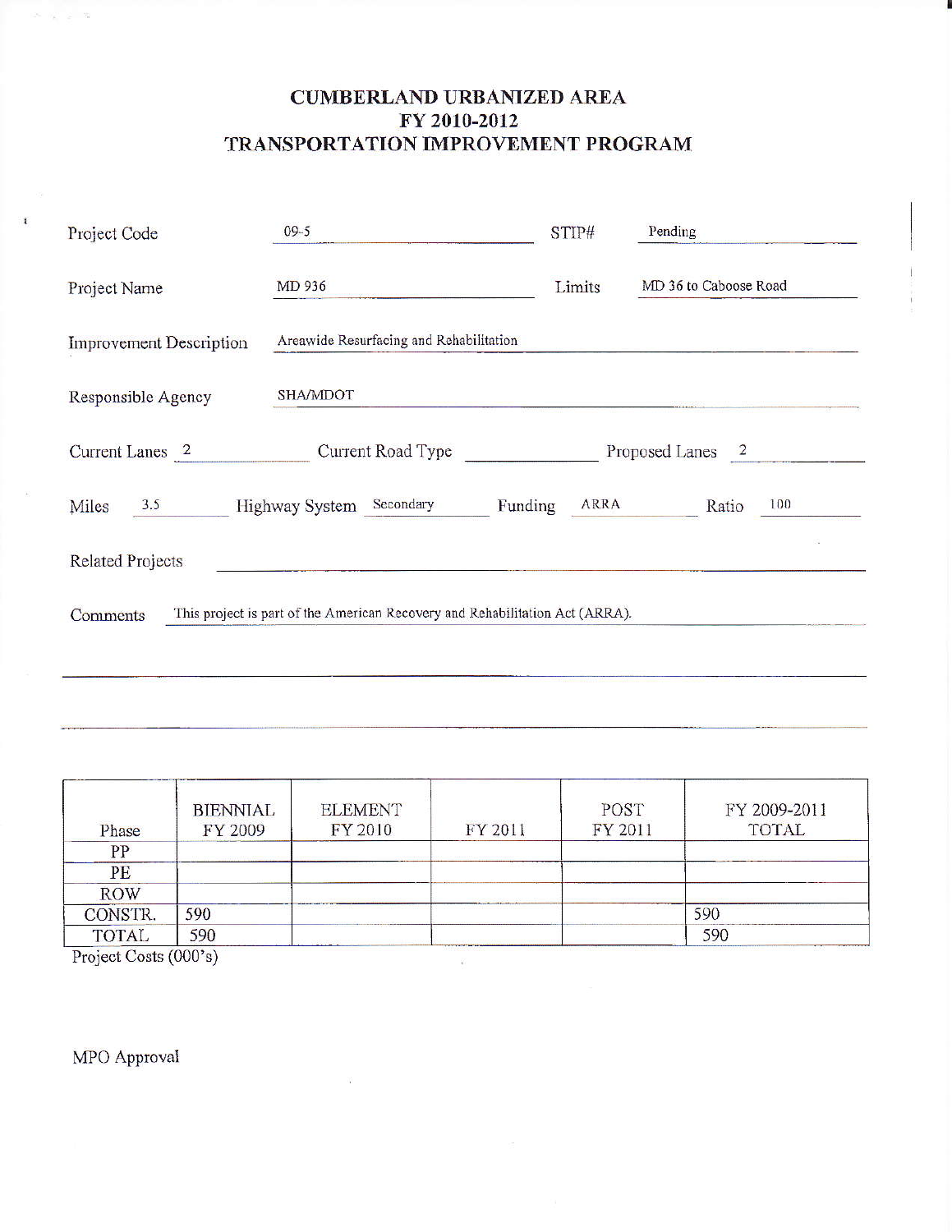# CUMBERLAND URBANIZED AREA
# FY 2010-2012
# TRANSPORTATION IMPROVEMENT PROGRAM

Project Code: 09-5 STIP#: Pending

Project Name: MD 936 Limits: MD 36 to Caboose Road

Improvement Description: Areawide Resurfacing and Rehabilitation

Responsible Agency: SHA/MDOT

Current Lanes: 2 Current Road Type: Proposed Lanes: 2

Miles: 3.5 Highway System: Secondary Funding: ARRA Ratio: 100

Related Projects:

Comments: This project is part of the American Recovery and Rehabilitation Act (ARRA).

| Phase | BIENNIAL FY 2009 | ELEMENT FY 2010 | FY 2011 | POST FY 2011 | FY 2009-2011 TOTAL |
|---|---|---|---|---|---|
| PP | | | | | |
| PE | | | | | |
| ROW | | | | | |
| CONSTR. | 590 | | | | 590 |
| TOTAL | 590 | | | | 590 |

Project Costs (000's)

MPO Approval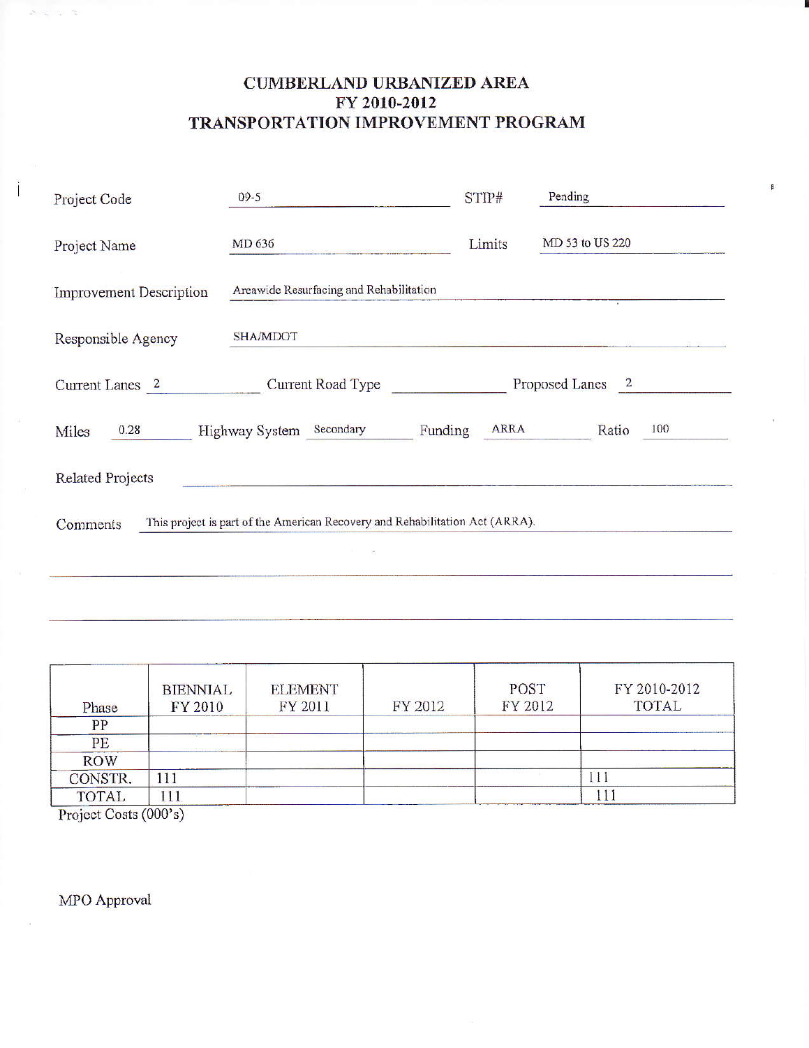# CUMBERLAND URBANIZED AREA
# FY 2010-2012
# TRANSPORTATION IMPROVEMENT PROGRAM

Project Code 09-5 STIP# Pending

Project Name MD 636 Limits MD 53 to US 220

Improvement Description Areawide Resurfacing and Rehabilitation

Responsible Agency SHA/MDOT

Current Lanes 2 Current Road Type Proposed Lanes 2

Miles 0.28 Highway System Secondary Funding ARRA Ratio 100

Related Projects

Comments This project is part of the American Recovery and Rehabilitation Act (ARRA).

| Phase | BIENNIAL FY 2010 | ELEMENT FY 2011 | FY 2012 | POST FY 2012 | FY 2010-2012 TOTAL |
|---|---|---|---|---|---|
| PP | | | | | |
| PE | | | | | |
| ROW | | | | | |
| CONSTR. | 111 | | | | 111 |
| TOTAL | 111 | | | | 111 |

Project Costs (000's)

MPO Approval